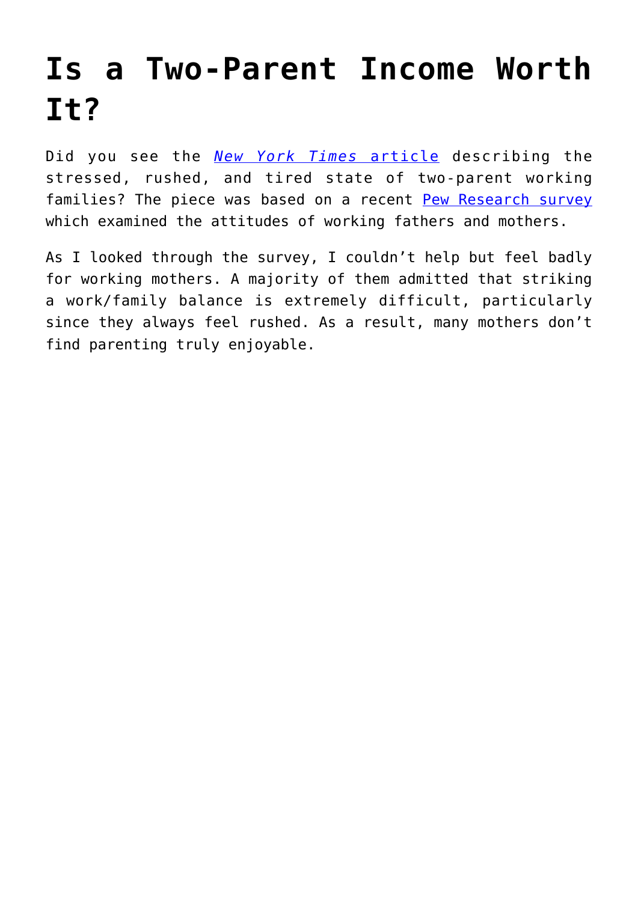# Is a Two-Parent Income Worth It?

Did you see the [*New York Times* article](#) describing the stressed, rushed, and tired state of two-parent working families? The piece was based on a recent [Pew Research survey](#) which examined the attitudes of working fathers and mothers.

As I looked through the survey, I couldn't help but feel badly for working mothers. A majority of them admitted that striking a work/family balance is extremely difficult, particularly since they always feel rushed. As a result, many mothers don't find parenting truly enjoyable.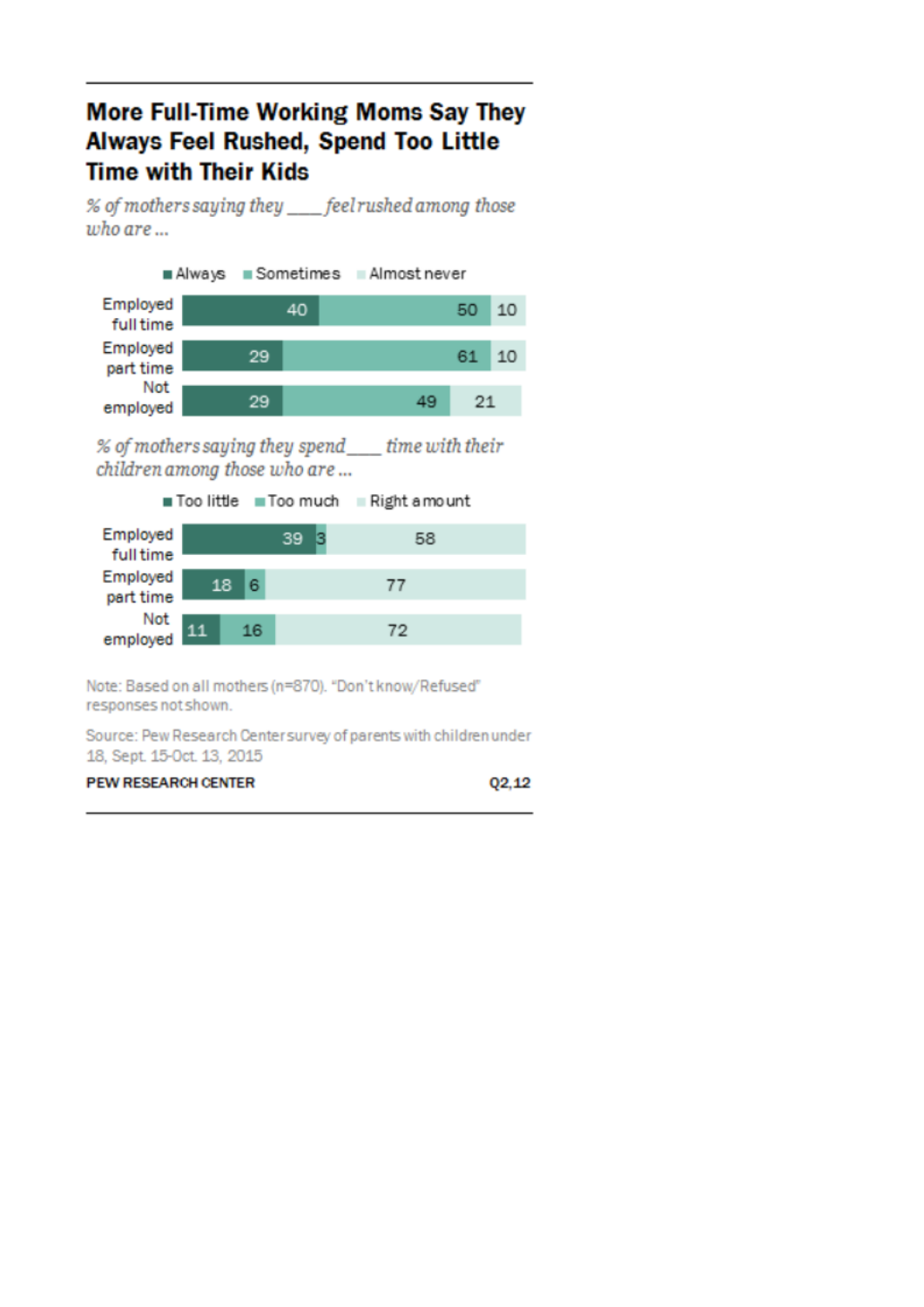## More Full-Time Working Moms Say They Always Feel Rushed, Spend Too Little Time with Their Kids

*% of mothers saying they ___ feel rushed among those who are ...*

| | Always | Sometimes | Almost never |
|---|---|---|---|
| Employed full time | 40 | 50 | 10 |
| Employed part time | 29 | 61 | 10 |
| Not employed | 29 | 49 | 21 |

*% of mothers saying they spend ___ time with their children among those who are ...*

| | Too little | Too much | Right amount |
|---|---|---|---|
| Employed full time | 39 | 3 | 58 |
| Employed part time | 18 | 6 | 77 |
| Not employed | 11 | 16 | 72 |

Note: Based on all mothers (n=870). "Don't know/Refused" responses not shown.

Source: Pew Research Center survey of parents with children under 18, Sept. 15-Oct. 13, 2015

PEW RESEARCH CENTER Q2,12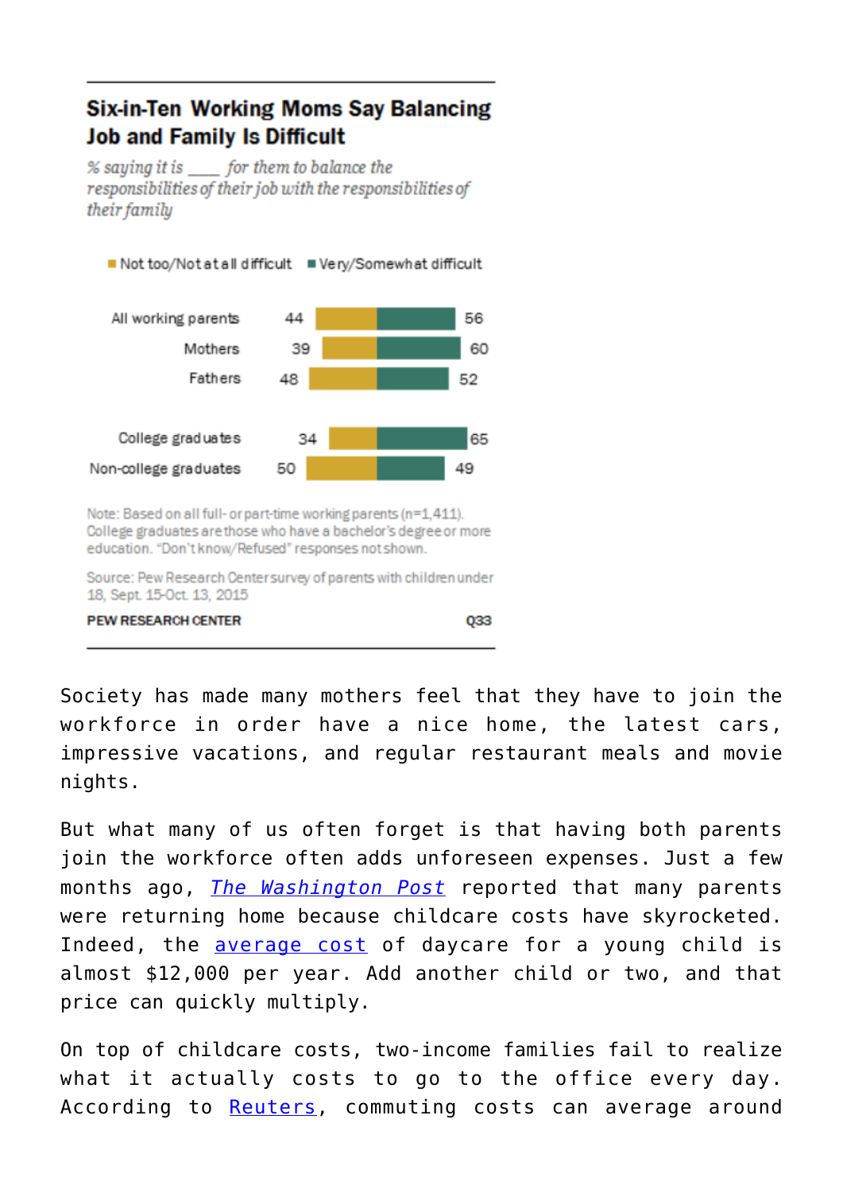**Six-in-Ten Working Moms Say Balancing Job and Family Is Difficult**

*% saying it is ___ for them to balance the responsibilities of their job with the responsibilities of their family*

| | Not too/Not at all difficult | Very/Somewhat difficult |
|---|---|---|
| All working parents | 44 | 56 |
| Mothers | 39 | 60 |
| Fathers | 48 | 52 |
| College graduates | 34 | 65 |
| Non-college graduates | 50 | 49 |

Note: Based on all full- or part-time working parents (n=1,411). College graduates are those who have a bachelor's degree or more education. "Don't know/Refused" responses not shown.

Source: Pew Research Center survey of parents with children under 18, Sept. 15-Oct. 13, 2015

PEW RESEARCH CENTER Q33

Society has made many mothers feel that they have to join the workforce in order have a nice home, the latest cars, impressive vacations, and regular restaurant meals and movie nights.

But what many of us often forget is that having both parents join the workforce often adds unforeseen expenses. Just a few months ago, *The Washington Post* reported that many parents were returning home because childcare costs have skyrocketed. Indeed, the average cost of daycare for a young child is almost $12,000 per year. Add another child or two, and that price can quickly multiply.

On top of childcare costs, two-income families fail to realize what it actually costs to go to the office every day. According to Reuters, commuting costs can average around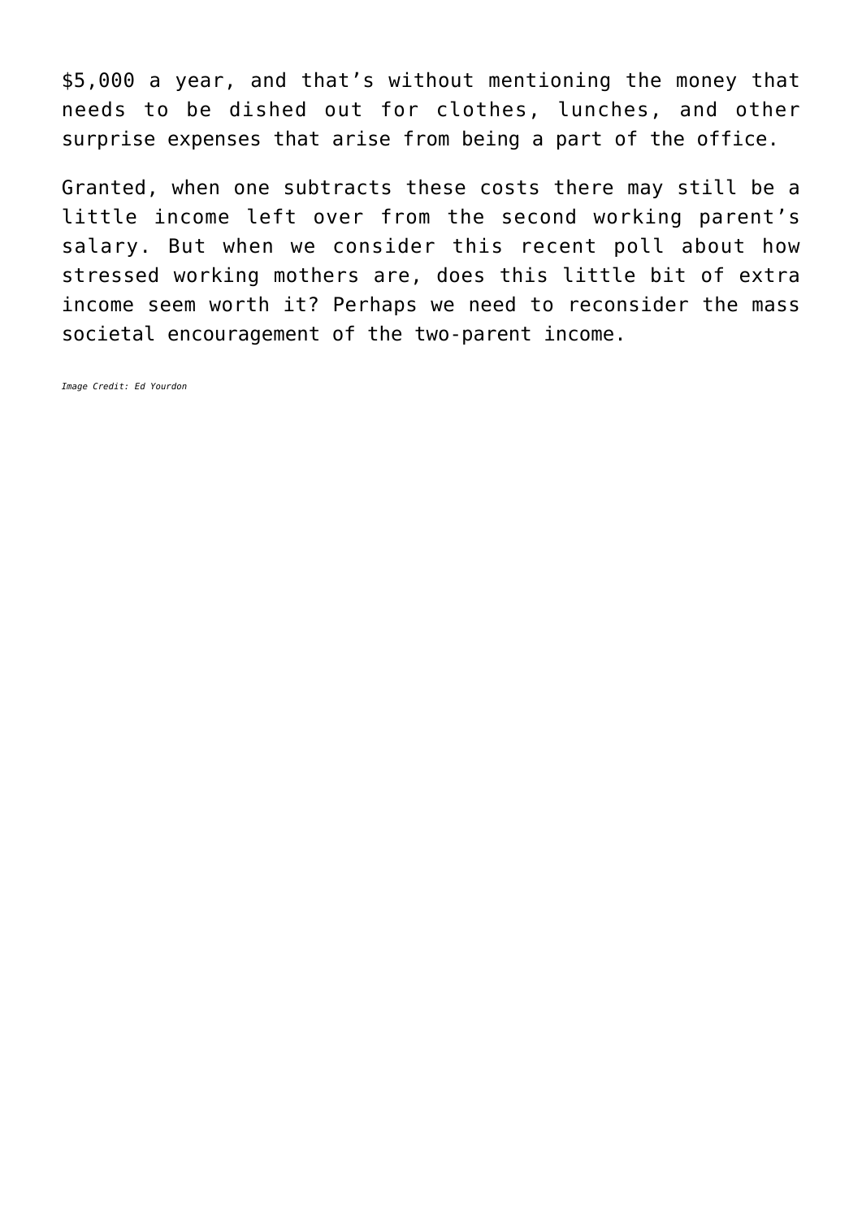$5,000 a year, and that's without mentioning the money that needs to be dished out for clothes, lunches, and other surprise expenses that arise from being a part of the office.

Granted, when one subtracts these costs there may still be a little income left over from the second working parent's salary. But when we consider this recent poll about how stressed working mothers are, does this little bit of extra income seem worth it? Perhaps we need to reconsider the mass societal encouragement of the two-parent income.

*Image Credit: Ed Yourdon*